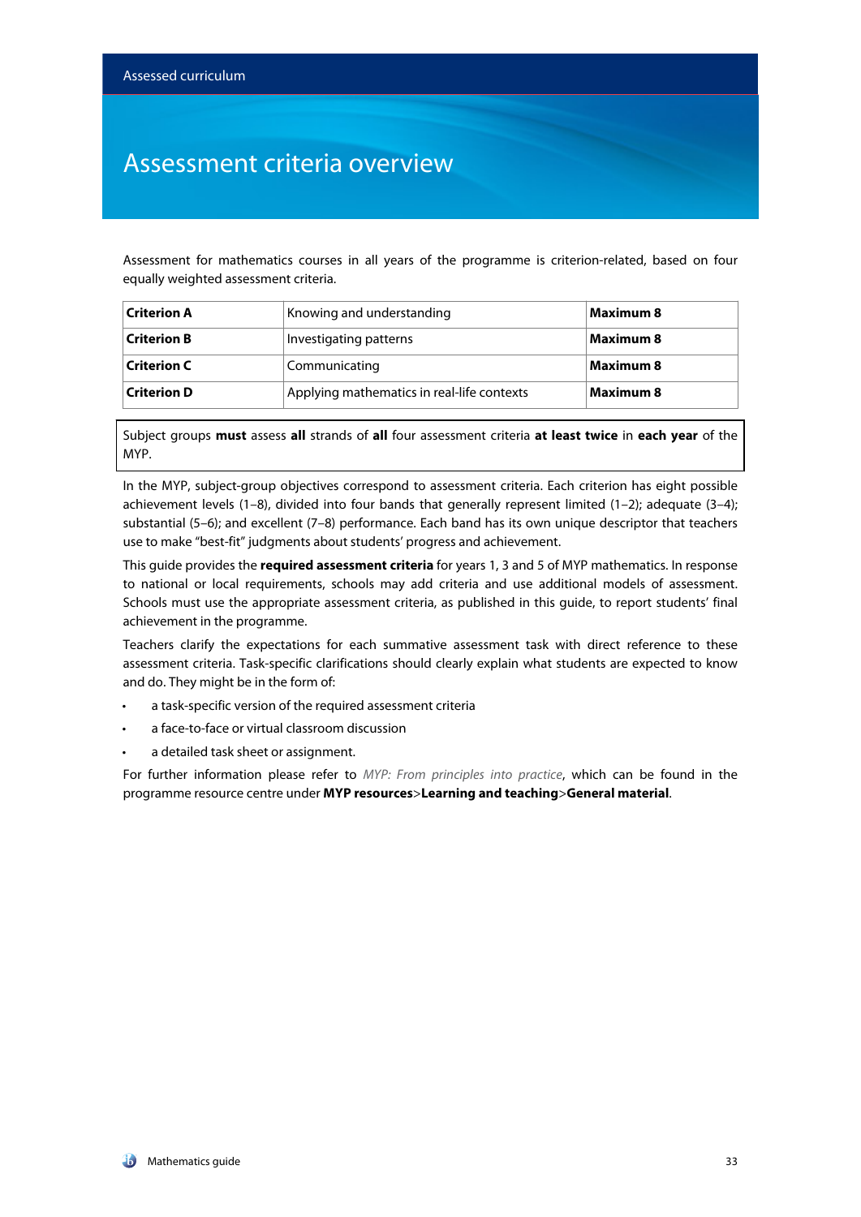# Assessment criteria overview

Assessment for mathematics courses in all years of the programme is criterion-related, based on four equally weighted assessment criteria.

| | | |
|---|---|---|
| **Criterion A** | Knowing and understanding | **Maximum 8** |
| **Criterion B** | Investigating patterns | **Maximum 8** |
| **Criterion C** | Communicating | **Maximum 8** |
| **Criterion D** | Applying mathematics in real-life contexts | **Maximum 8** |

Subject groups **must** assess **all** strands of **all** four assessment criteria **at least twice** in **each year** of the MYP.

In the MYP, subject-group objectives correspond to assessment criteria. Each criterion has eight possible achievement levels (1–8), divided into four bands that generally represent limited (1–2); adequate (3–4); substantial (5–6); and excellent (7–8) performance. Each band has its own unique descriptor that teachers use to make "best-fit" judgments about students' progress and achievement.

This guide provides the **required assessment criteria** for years 1, 3 and 5 of MYP mathematics. In response to national or local requirements, schools may add criteria and use additional models of assessment. Schools must use the appropriate assessment criteria, as published in this guide, to report students' final achievement in the programme.

Teachers clarify the expectations for each summative assessment task with direct reference to these assessment criteria. Task-specific clarifications should clearly explain what students are expected to know and do. They might be in the form of:

- a task-specific version of the required assessment criteria
- a face-to-face or virtual classroom discussion
- a detailed task sheet or assignment.

For further information please refer to *MYP: From principles into practice*, which can be found in the programme resource centre under **MYP resources**>**Learning and teaching**>**General material**.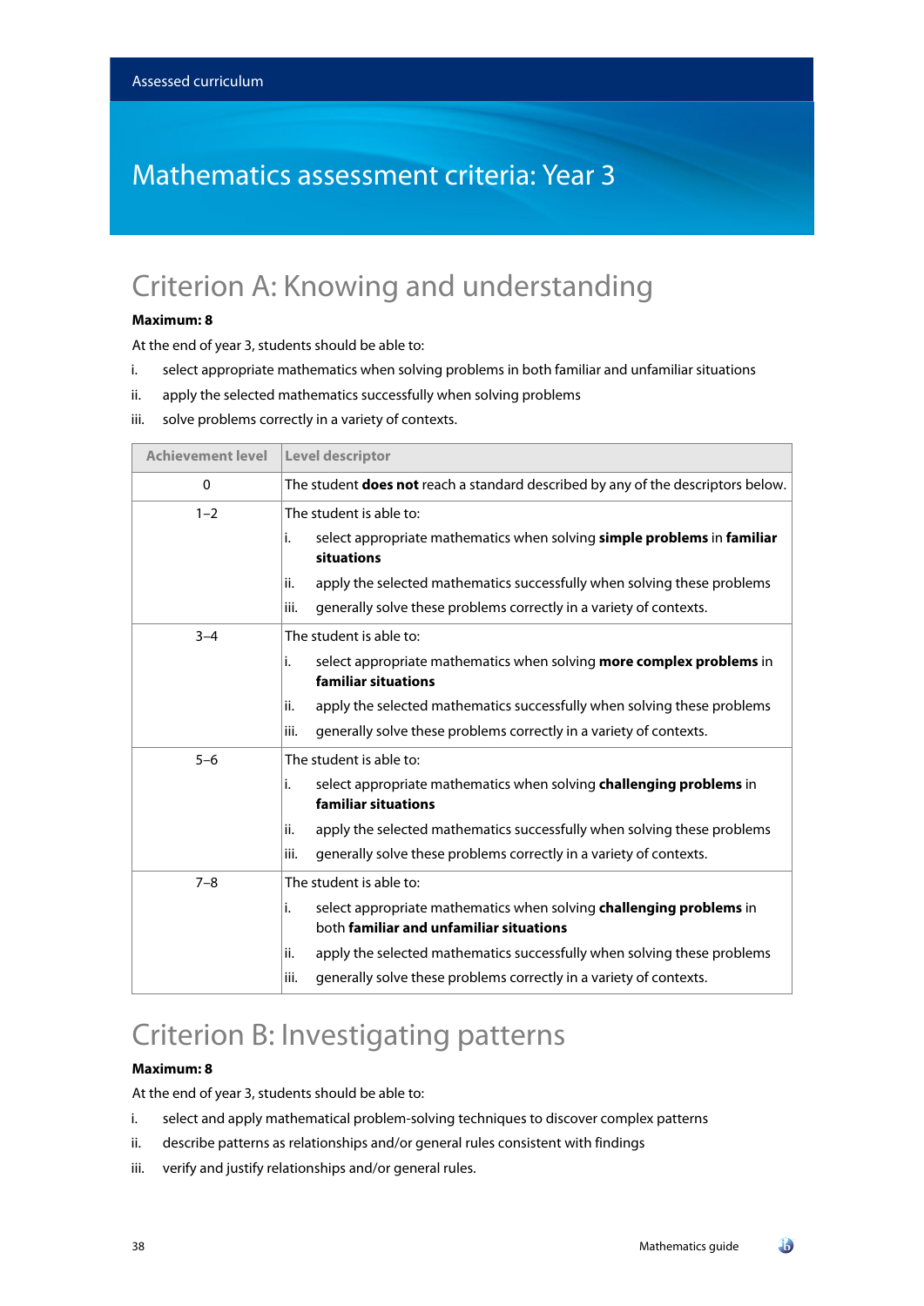# Mathematics assessment criteria: Year 3

## Criterion A: Knowing and understanding

**Maximum: 8**

At the end of year 3, students should be able to:

i. select appropriate mathematics when solving problems in both familiar and unfamiliar situations

ii. apply the selected mathematics successfully when solving problems

iii. solve problems correctly in a variety of contexts.

| Achievement level | Level descriptor |
|---|---|
| 0 | The student **does not** reach a standard described by any of the descriptors below. |
| 1–2 | The student is able to:<br>i. select appropriate mathematics when solving **simple problems** in **familiar situations**<br>ii. apply the selected mathematics successfully when solving these problems<br>iii. generally solve these problems correctly in a variety of contexts. |
| 3–4 | The student is able to:<br>i. select appropriate mathematics when solving **more complex problems** in **familiar situations**<br>ii. apply the selected mathematics successfully when solving these problems<br>iii. generally solve these problems correctly in a variety of contexts. |
| 5–6 | The student is able to:<br>i. select appropriate mathematics when solving **challenging problems** in **familiar situations**<br>ii. apply the selected mathematics successfully when solving these problems<br>iii. generally solve these problems correctly in a variety of contexts. |
| 7–8 | The student is able to:<br>i. select appropriate mathematics when solving **challenging problems** in both **familiar and unfamiliar situations**<br>ii. apply the selected mathematics successfully when solving these problems<br>iii. generally solve these problems correctly in a variety of contexts. |

## Criterion B: Investigating patterns

**Maximum: 8**

At the end of year 3, students should be able to:

i. select and apply mathematical problem-solving techniques to discover complex patterns

ii. describe patterns as relationships and/or general rules consistent with findings

iii. verify and justify relationships and/or general rules.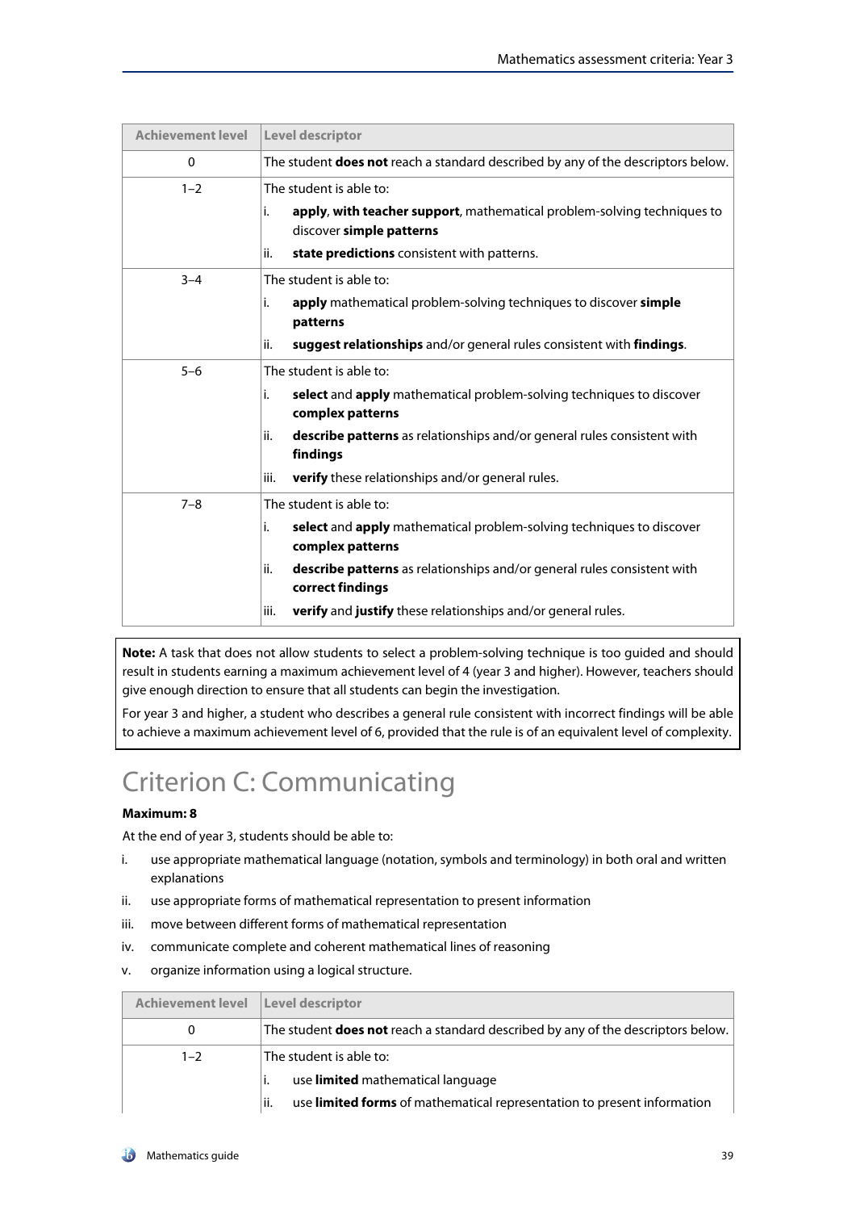| Achievement level | Level descriptor |
|---|---|
| 0 | The student **does not** reach a standard described by any of the descriptors below. |
| 1–2 | The student is able to:<br>i. **apply**, **with teacher support**, mathematical problem-solving techniques to discover **simple patterns**<br>ii. **state predictions** consistent with patterns. |
| 3–4 | The student is able to:<br>i. **apply** mathematical problem-solving techniques to discover **simple patterns**<br>ii. **suggest relationships** and/or general rules consistent with **findings**. |
| 5–6 | The student is able to:<br>i. **select** and **apply** mathematical problem-solving techniques to discover **complex patterns**<br>ii. **describe patterns** as relationships and/or general rules consistent with **findings**<br>iii. **verify** these relationships and/or general rules. |
| 7–8 | The student is able to:<br>i. **select** and **apply** mathematical problem-solving techniques to discover **complex patterns**<br>ii. **describe patterns** as relationships and/or general rules consistent with **correct findings**<br>iii. **verify** and **justify** these relationships and/or general rules. |

**Note:** A task that does not allow students to select a problem-solving technique is too guided and should result in students earning a maximum achievement level of 4 (year 3 and higher). However, teachers should give enough direction to ensure that all students can begin the investigation.

For year 3 and higher, a student who describes a general rule consistent with incorrect findings will be able to achieve a maximum achievement level of 6, provided that the rule is of an equivalent level of complexity.

# Criterion C: Communicating

**Maximum: 8**

At the end of year 3, students should be able to:

i. use appropriate mathematical language (notation, symbols and terminology) in both oral and written explanations

ii. use appropriate forms of mathematical representation to present information

iii. move between different forms of mathematical representation

iv. communicate complete and coherent mathematical lines of reasoning

v. organize information using a logical structure.

| Achievement level | Level descriptor |
|---|---|
| 0 | The student **does not** reach a standard described by any of the descriptors below. |
| 1–2 | The student is able to:<br>i. use **limited** mathematical language<br>ii. use **limited forms** of mathematical representation to present information |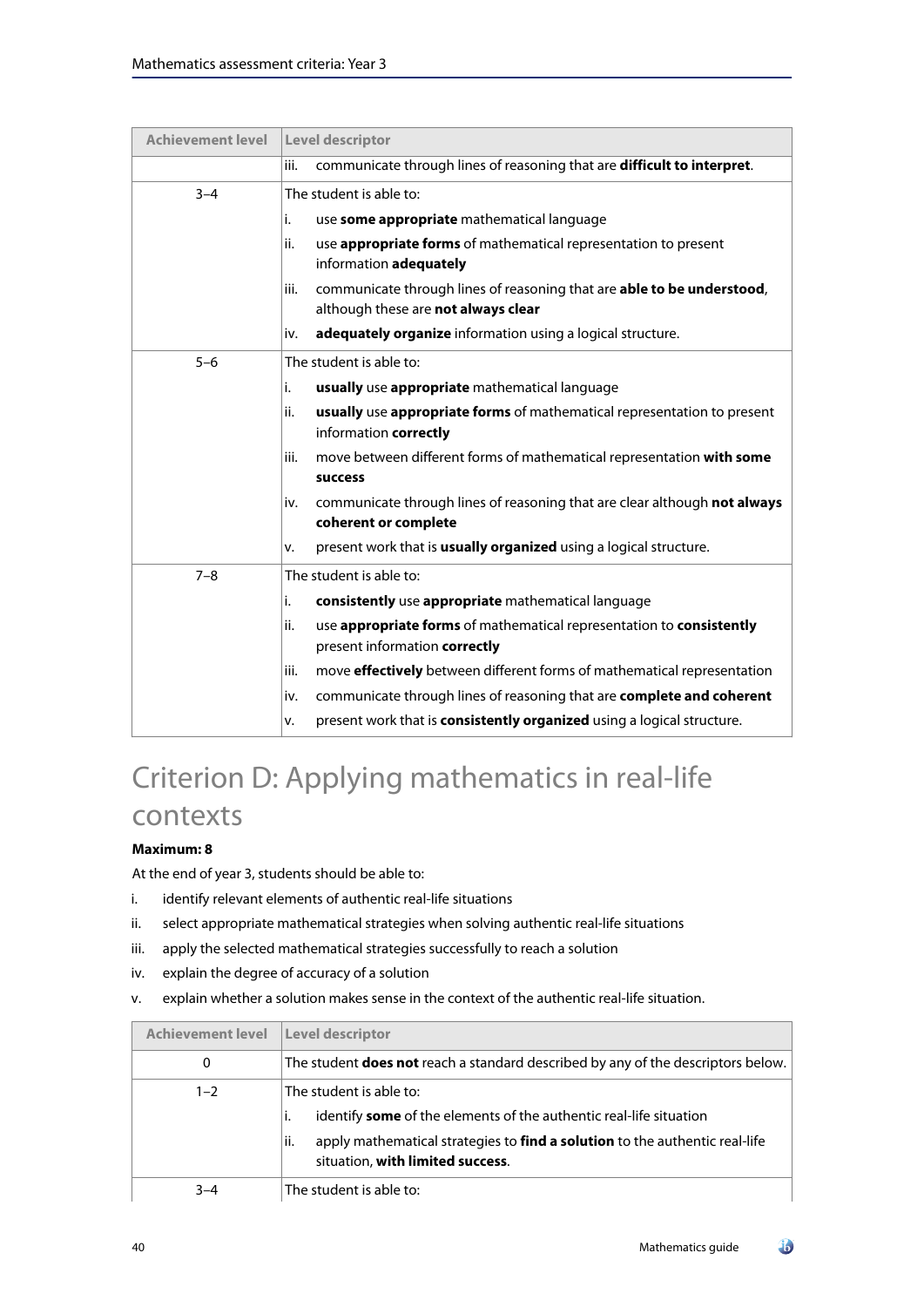| Achievement level | Level descriptor |
|---|---|
| | iii. communicate through lines of reasoning that are **difficult to interpret**. |
| 3–4 | The student is able to:<br>i. use **some appropriate** mathematical language<br>ii. use **appropriate forms** of mathematical representation to present information **adequately**<br>iii. communicate through lines of reasoning that are **able to be understood**, although these are **not always clear**<br>iv. **adequately organize** information using a logical structure. |
| 5–6 | The student is able to:<br>i. **usually** use **appropriate** mathematical language<br>ii. **usually** use **appropriate forms** of mathematical representation to present information **correctly**<br>iii. move between different forms of mathematical representation **with some success**<br>iv. communicate through lines of reasoning that are clear although **not always coherent or complete**<br>v. present work that is **usually organized** using a logical structure. |
| 7–8 | The student is able to:<br>i. **consistently** use **appropriate** mathematical language<br>ii. use **appropriate forms** of mathematical representation to **consistently** present information **correctly**<br>iii. move **effectively** between different forms of mathematical representation<br>iv. communicate through lines of reasoning that are **complete and coherent**<br>v. present work that is **consistently organized** using a logical structure. |

# Criterion D: Applying mathematics in real-life contexts

**Maximum: 8**

At the end of year 3, students should be able to:

i. identify relevant elements of authentic real-life situations

ii. select appropriate mathematical strategies when solving authentic real-life situations

iii. apply the selected mathematical strategies successfully to reach a solution

iv. explain the degree of accuracy of a solution

v. explain whether a solution makes sense in the context of the authentic real-life situation.

| Achievement level | Level descriptor |
|---|---|
| 0 | The student **does not** reach a standard described by any of the descriptors below. |
| 1–2 | The student is able to:<br>i. identify **some** of the elements of the authentic real-life situation<br>ii. apply mathematical strategies to **find a solution** to the authentic real-life situation, **with limited success**. |
| 3–4 | The student is able to: |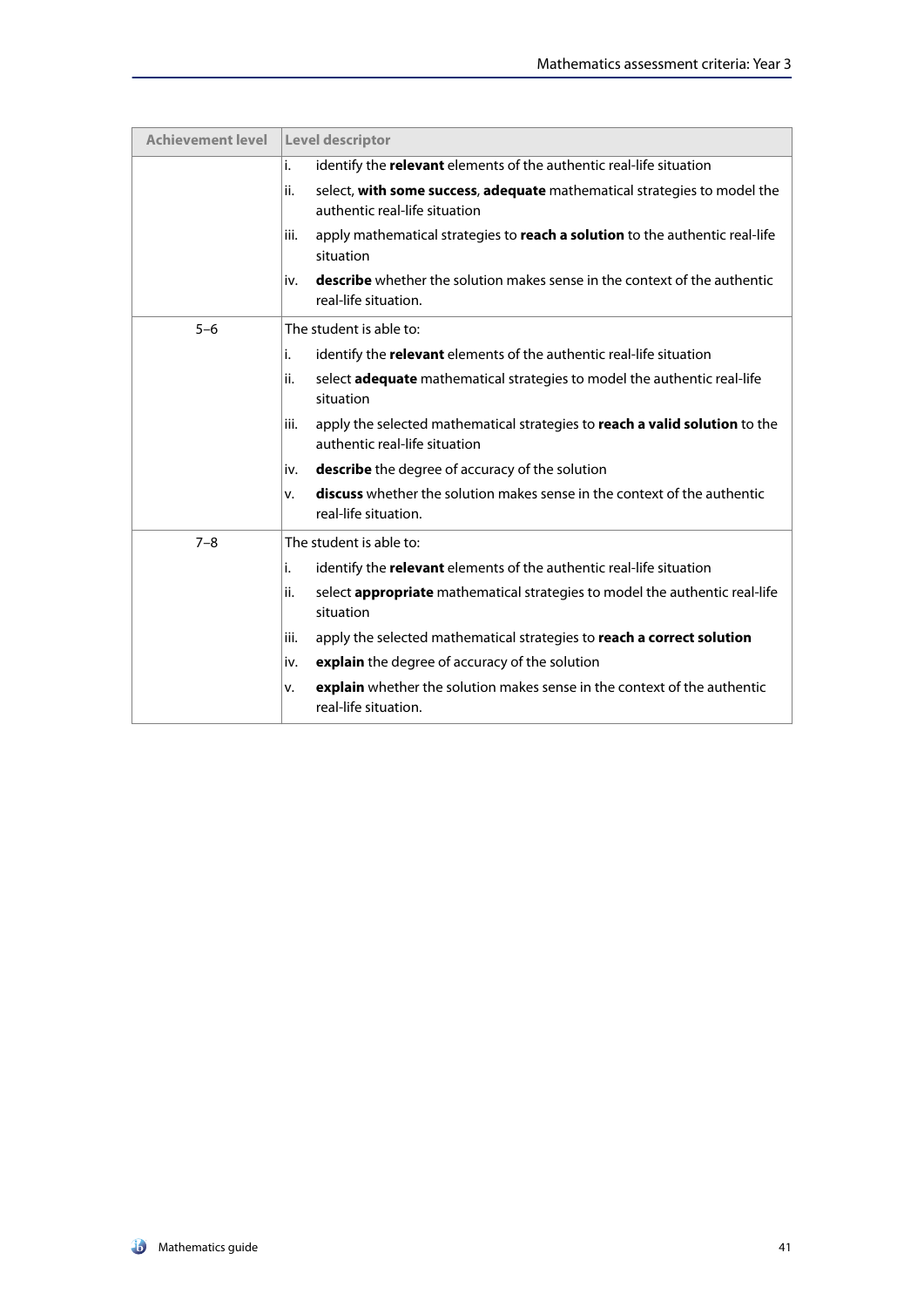| Achievement level | Level descriptor |
|---|---|
| | i. identify the **relevant** elements of the authentic real-life situation<br>ii. select, **with some success**, **adequate** mathematical strategies to model the authentic real-life situation<br>iii. apply mathematical strategies to **reach a solution** to the authentic real-life situation<br>iv. **describe** whether the solution makes sense in the context of the authentic real-life situation. |
| 5–6 | The student is able to:<br>i. identify the **relevant** elements of the authentic real-life situation<br>ii. select **adequate** mathematical strategies to model the authentic real-life situation<br>iii. apply the selected mathematical strategies to **reach a valid solution** to the authentic real-life situation<br>iv. **describe** the degree of accuracy of the solution<br>v. **discuss** whether the solution makes sense in the context of the authentic real-life situation. |
| 7–8 | The student is able to:<br>i. identify the **relevant** elements of the authentic real-life situation<br>ii. select **appropriate** mathematical strategies to model the authentic real-life situation<br>iii. apply the selected mathematical strategies to **reach a correct solution**<br>iv. **explain** the degree of accuracy of the solution<br>v. **explain** whether the solution makes sense in the context of the authentic real-life situation. |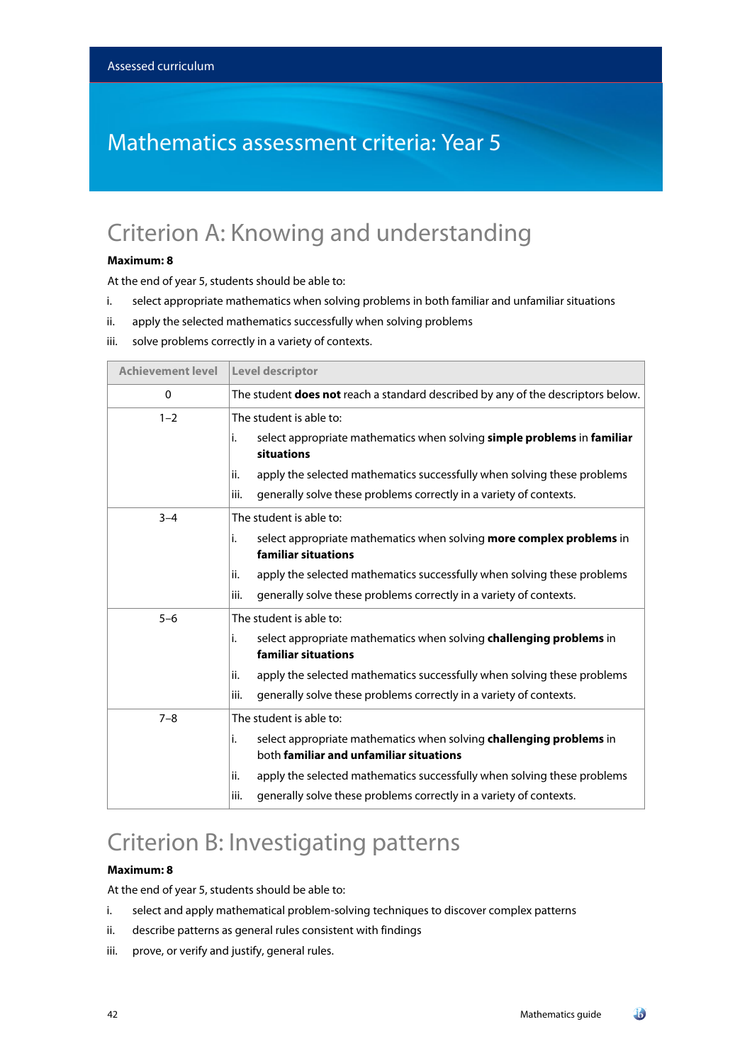Assessed curriculum

# Mathematics assessment criteria: Year 5

## Criterion A: Knowing and understanding

**Maximum: 8**

At the end of year 5, students should be able to:

i. select appropriate mathematics when solving problems in both familiar and unfamiliar situations

ii. apply the selected mathematics successfully when solving problems

iii. solve problems correctly in a variety of contexts.

| Achievement level | Level descriptor |
|---|---|
| 0 | The student **does not** reach a standard described by any of the descriptors below. |
| 1–2 | The student is able to:<br>i. select appropriate mathematics when solving **simple problems** in **familiar situations**<br>ii. apply the selected mathematics successfully when solving these problems<br>iii. generally solve these problems correctly in a variety of contexts. |
| 3–4 | The student is able to:<br>i. select appropriate mathematics when solving **more complex problems** in **familiar situations**<br>ii. apply the selected mathematics successfully when solving these problems<br>iii. generally solve these problems correctly in a variety of contexts. |
| 5–6 | The student is able to:<br>i. select appropriate mathematics when solving **challenging problems** in **familiar situations**<br>ii. apply the selected mathematics successfully when solving these problems<br>iii. generally solve these problems correctly in a variety of contexts. |
| 7–8 | The student is able to:<br>i. select appropriate mathematics when solving **challenging problems** in both **familiar and unfamiliar situations**<br>ii. apply the selected mathematics successfully when solving these problems<br>iii. generally solve these problems correctly in a variety of contexts. |

## Criterion B: Investigating patterns

**Maximum: 8**

At the end of year 5, students should be able to:

i. select and apply mathematical problem-solving techniques to discover complex patterns

ii. describe patterns as general rules consistent with findings

iii. prove, or verify and justify, general rules.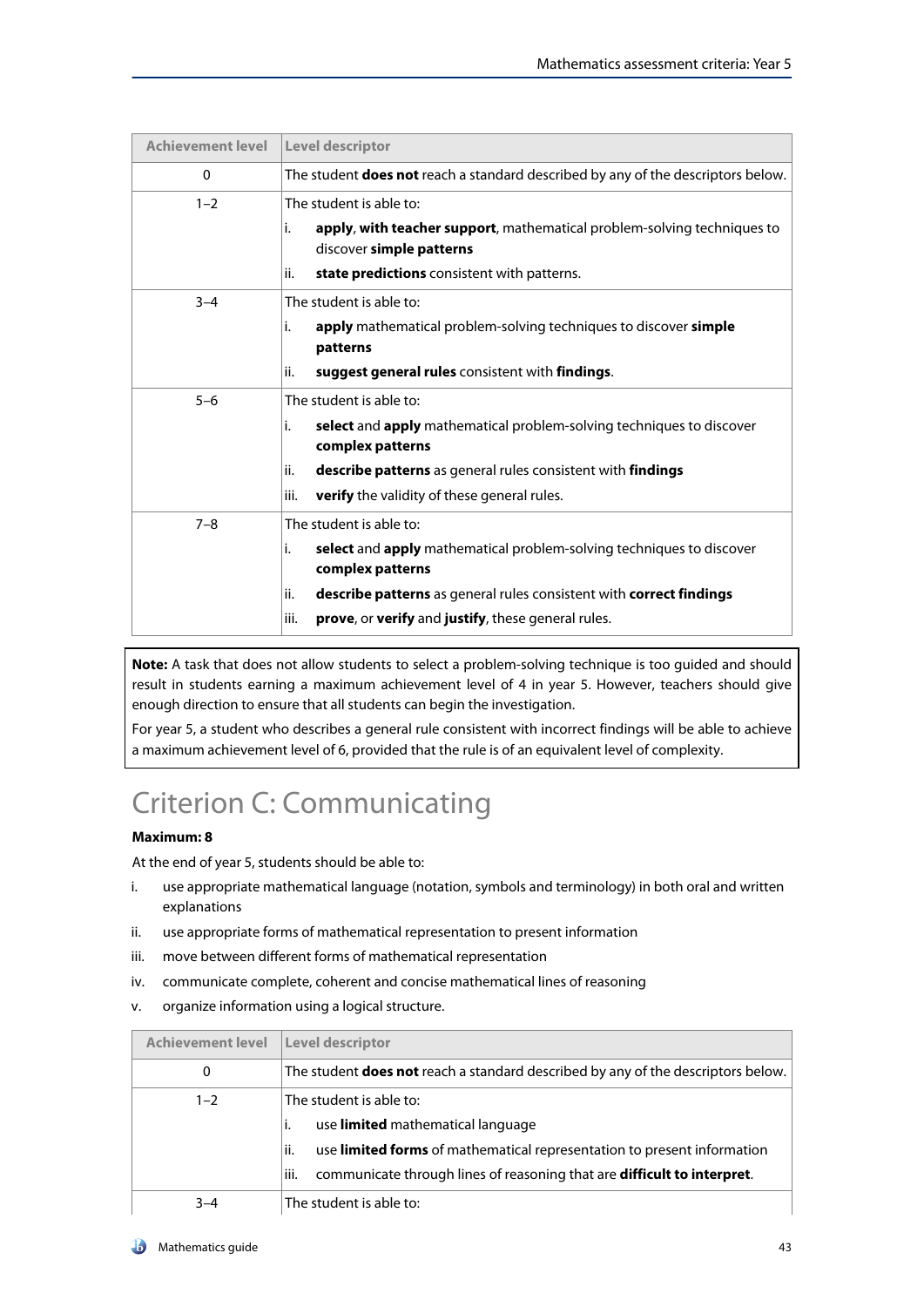| Achievement level | Level descriptor |
|---|---|
| 0 | The student **does not** reach a standard described by any of the descriptors below. |
| 1–2 | The student is able to:<br>i. **apply**, **with teacher support**, mathematical problem-solving techniques to discover **simple patterns**<br>ii. **state predictions** consistent with patterns. |
| 3–4 | The student is able to:<br>i. **apply** mathematical problem-solving techniques to discover **simple patterns**<br>ii. **suggest general rules** consistent with **findings**. |
| 5–6 | The student is able to:<br>i. **select** and **apply** mathematical problem-solving techniques to discover **complex patterns**<br>ii. **describe patterns** as general rules consistent with **findings**<br>iii. **verify** the validity of these general rules. |
| 7–8 | The student is able to:<br>i. **select** and **apply** mathematical problem-solving techniques to discover **complex patterns**<br>ii. **describe patterns** as general rules consistent with **correct findings**<br>iii. **prove**, or **verify** and **justify**, these general rules. |

**Note:** A task that does not allow students to select a problem-solving technique is too guided and should result in students earning a maximum achievement level of 4 in year 5. However, teachers should give enough direction to ensure that all students can begin the investigation.

For year 5, a student who describes a general rule consistent with incorrect findings will be able to achieve a maximum achievement level of 6, provided that the rule is of an equivalent level of complexity.

# Criterion C: Communicating

**Maximum: 8**

At the end of year 5, students should be able to:

i. use appropriate mathematical language (notation, symbols and terminology) in both oral and written explanations
ii. use appropriate forms of mathematical representation to present information
iii. move between different forms of mathematical representation
iv. communicate complete, coherent and concise mathematical lines of reasoning
v. organize information using a logical structure.

| Achievement level | Level descriptor |
|---|---|
| 0 | The student **does not** reach a standard described by any of the descriptors below. |
| 1–2 | The student is able to:<br>i. use **limited** mathematical language<br>ii. use **limited forms** of mathematical representation to present information<br>iii. communicate through lines of reasoning that are **difficult to interpret**. |
| 3–4 | The student is able to: |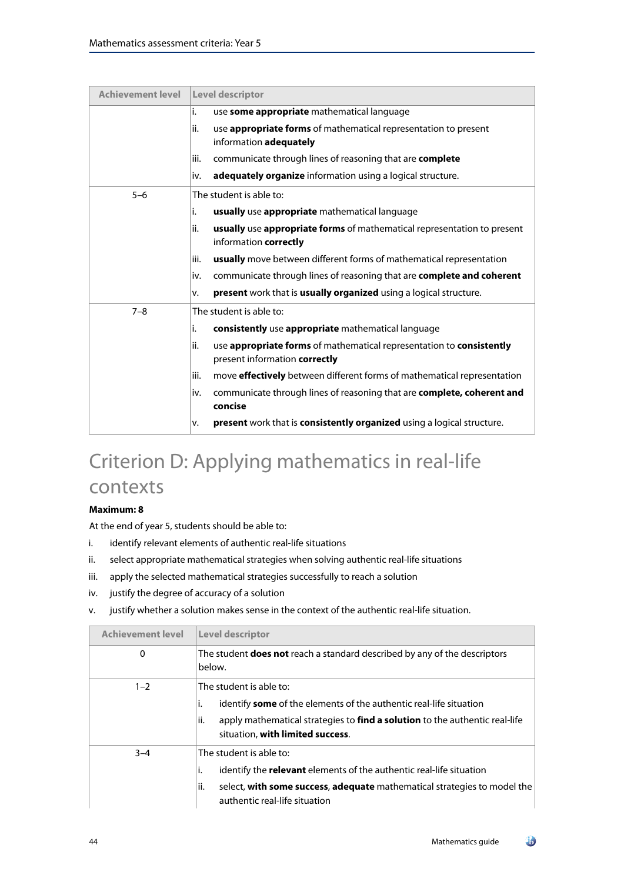| Achievement level | Level descriptor |
|---|---|
| | i. use **some appropriate** mathematical language<br>ii. use **appropriate forms** of mathematical representation to present information **adequately**<br>iii. communicate through lines of reasoning that are **complete**<br>iv. **adequately organize** information using a logical structure. |
| 5–6 | The student is able to:<br>i. **usually** use **appropriate** mathematical language<br>ii. **usually** use **appropriate forms** of mathematical representation to present information **correctly**<br>iii. **usually** move between different forms of mathematical representation<br>iv. communicate through lines of reasoning that are **complete and coherent**<br>v. **present** work that is **usually organized** using a logical structure. |
| 7–8 | The student is able to:<br>i. **consistently** use **appropriate** mathematical language<br>ii. use **appropriate forms** of mathematical representation to **consistently** present information **correctly**<br>iii. move **effectively** between different forms of mathematical representation<br>iv. communicate through lines of reasoning that are **complete, coherent and concise**<br>v. **present** work that is **consistently organized** using a logical structure. |

# Criterion D: Applying mathematics in real-life contexts

**Maximum: 8**

At the end of year 5, students should be able to:

i. identify relevant elements of authentic real-life situations
ii. select appropriate mathematical strategies when solving authentic real-life situations
iii. apply the selected mathematical strategies successfully to reach a solution
iv. justify the degree of accuracy of a solution
v. justify whether a solution makes sense in the context of the authentic real-life situation.

| Achievement level | Level descriptor |
|---|---|
| 0 | The student **does not** reach a standard described by any of the descriptors below. |
| 1–2 | The student is able to:<br>i. identify **some** of the elements of the authentic real-life situation<br>ii. apply mathematical strategies to **find a solution** to the authentic real-life situation, **with limited success**. |
| 3–4 | The student is able to:<br>i. identify the **relevant** elements of the authentic real-life situation<br>ii. select, **with some success**, **adequate** mathematical strategies to model the authentic real-life situation |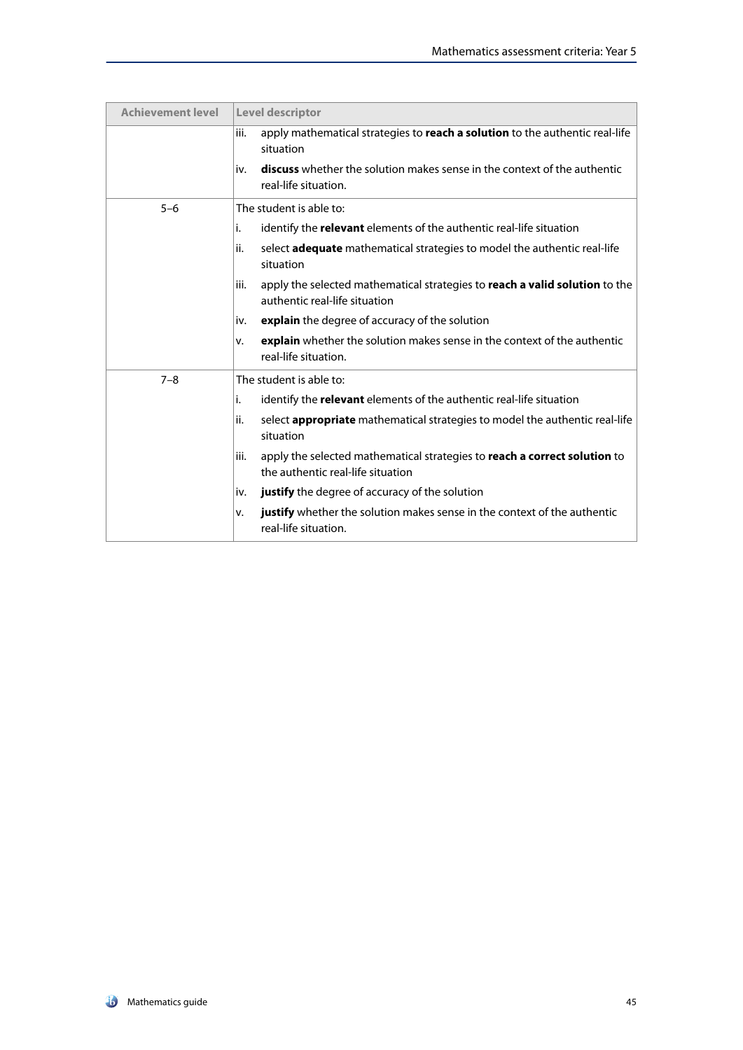| Achievement level | Level descriptor |
|---|---|
| | iii. apply mathematical strategies to **reach a solution** to the authentic real-life situation<br>iv. **discuss** whether the solution makes sense in the context of the authentic real-life situation. |
| 5–6 | The student is able to:<br>i. identify the **relevant** elements of the authentic real-life situation<br>ii. select **adequate** mathematical strategies to model the authentic real-life situation<br>iii. apply the selected mathematical strategies to **reach a valid solution** to the authentic real-life situation<br>iv. **explain** the degree of accuracy of the solution<br>v. **explain** whether the solution makes sense in the context of the authentic real-life situation. |
| 7–8 | The student is able to:<br>i. identify the **relevant** elements of the authentic real-life situation<br>ii. select **appropriate** mathematical strategies to model the authentic real-life situation<br>iii. apply the selected mathematical strategies to **reach a correct solution** to the authentic real-life situation<br>iv. **justify** the degree of accuracy of the solution<br>v. **justify** whether the solution makes sense in the context of the authentic real-life situation. |